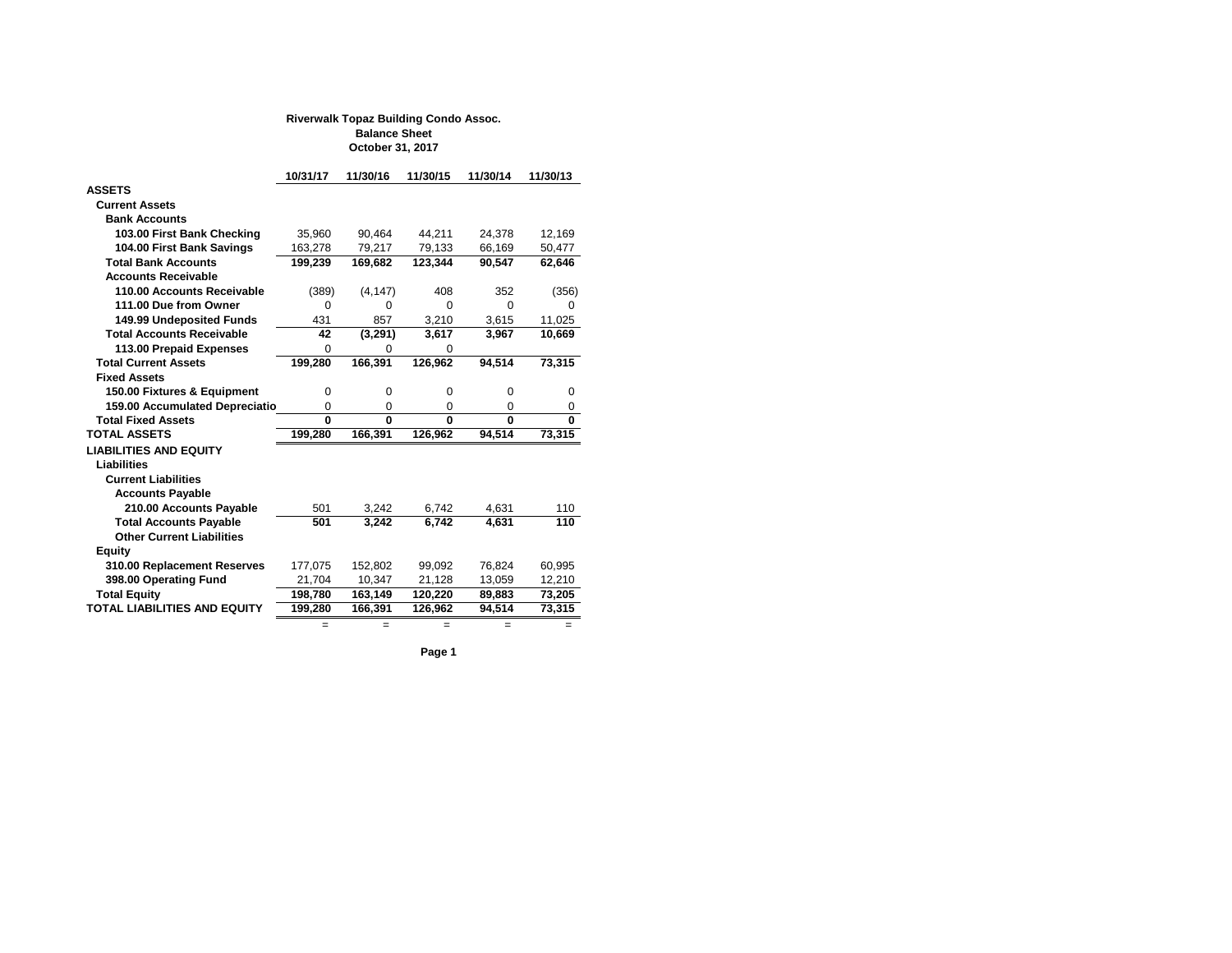**Riverwalk Topaz Building Condo Assoc.**
**Balance Sheet**
**October 31, 2017**

| | 10/31/17 | 11/30/16 | 11/30/15 | 11/30/14 | 11/30/13 |
|---|---|---|---|---|---|
| **ASSETS** | | | | | |
| **Current Assets** | | | | | |
| **Bank Accounts** | | | | | |
| **103.00 First Bank Checking** | 35,960 | 90,464 | 44,211 | 24,378 | 12,169 |
| **104.00 First Bank Savings** | 163,278 | 79,217 | 79,133 | 66,169 | 50,477 |
| **Total Bank Accounts** | **199,239** | **169,682** | **123,344** | **90,547** | **62,646** |
| **Accounts Receivable** | | | | | |
| **110.00 Accounts Receivable** | (389) | (4,147) | 408 | 352 | (356) |
| **111.00 Due from Owner** | 0 | 0 | 0 | 0 | 0 |
| **149.99 Undeposited Funds** | 431 | 857 | 3,210 | 3,615 | 11,025 |
| **Total Accounts Receivable** | **42** | **(3,291)** | **3,617** | **3,967** | **10,669** |
| **113.00 Prepaid Expenses** | 0 | 0 | 0 | | |
| **Total Current Assets** | **199,280** | **166,391** | **126,962** | **94,514** | **73,315** |
| **Fixed Assets** | | | | | |
| **150.00 Fixtures & Equipment** | 0 | 0 | 0 | 0 | 0 |
| **159.00 Accumulated Depreciatio** | 0 | 0 | 0 | 0 | 0 |
| **Total Fixed Assets** | **0** | **0** | **0** | **0** | **0** |
| **TOTAL ASSETS** | **199,280** | **166,391** | **126,962** | **94,514** | **73,315** |
| **LIABILITIES AND EQUITY** | | | | | |
| **Liabilities** | | | | | |
| **Current Liabilities** | | | | | |
| **Accounts Payable** | | | | | |
| **210.00 Accounts Payable** | 501 | 3,242 | 6,742 | 4,631 | 110 |
| **Total Accounts Payable** | **501** | **3,242** | **6,742** | **4,631** | **110** |
| **Other Current Liabilities** | | | | | |
| **Equity** | | | | | |
| **310.00 Replacement Reserves** | 177,075 | 152,802 | 99,092 | 76,824 | 60,995 |
| **398.00 Operating Fund** | 21,704 | 10,347 | 21,128 | 13,059 | 12,210 |
| **Total Equity** | **198,780** | **163,149** | **120,220** | **89,883** | **73,205** |
| **TOTAL LIABILITIES AND EQUITY** | **199,280** | **166,391** | **126,962** | **94,514** | **73,315** |
| | = | = | = | = | = |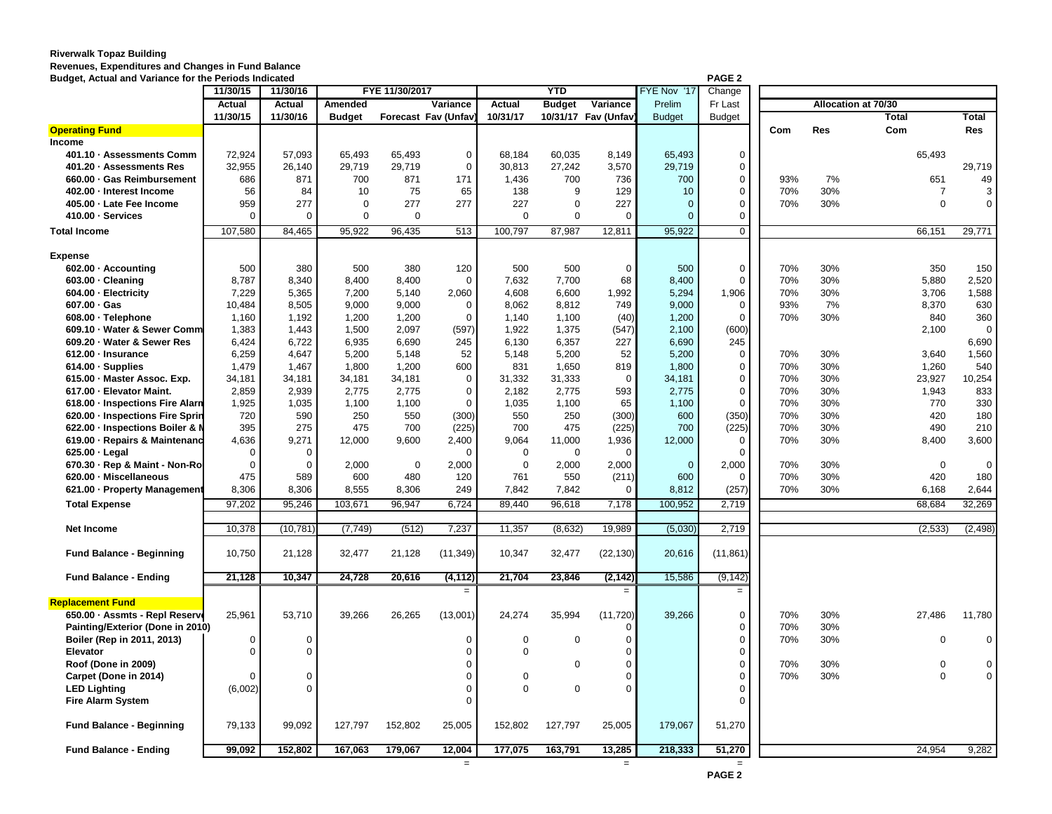**Riverwalk Topaz Building**
**Revenues, Expenditures and Changes in Fund Balance**
**Budget, Actual and Variance for the Periods Indicated**

| | 11/30/15 | 11/30/16 | FYE 11/30/2017 | | | YTD | | | FYE Nov '17 | Change | Allocation at 70/30 | | | |
|---|---|---|---|---|---|---|---|---|---|---|---|---|---|---|
| | Actual | Actual | Amended | | Variance | Actual | Budget | Variance | Prelim | Fr Last | | | Total | Total |
| | 11/30/15 | 11/30/16 | Budget | Forecast | Fav (Unfav) | 10/31/17 | 10/31/17 | Fav (Unfav) | Budget | Budget | Com | Res | Com | Res |
| **Operating Fund** | | | | | | | | | | | | | | |
| **Income** | | | | | | | | | | | | | | |
| 401.10 · Assessments Comm | 72,924 | 57,093 | 65,493 | 65,493 | 0 | 68,184 | 60,035 | 8,149 | 65,493 | 0 | | | 65,493 | |
| 401.20 · Assessments Res | 32,955 | 26,140 | 29,719 | 29,719 | 0 | 30,813 | 27,242 | 3,570 | 29,719 | 0 | | | | 29,719 |
| 660.00 · Gas Reimbursement | 686 | 871 | 700 | 871 | 171 | 1,436 | 700 | 736 | 700 | 0 | 93% | 7% | 651 | 49 |
| 402.00 · Interest Income | 56 | 84 | 10 | 75 | 65 | 138 | 9 | 129 | 10 | 0 | 70% | 30% | 7 | 3 |
| 405.00 · Late Fee Income | 959 | 277 | 0 | 277 | 277 | 227 | 0 | 227 | 0 | 0 | 70% | 30% | 0 | 0 |
| 410.00 · Services | 0 | 0 | 0 | 0 | | 0 | 0 | 0 | 0 | 0 | | | | |
| **Total Income** | 107,580 | 84,465 | 95,922 | 96,435 | 513 | 100,797 | 87,987 | 12,811 | 95,922 | 0 | | | 66,151 | 29,771 |
| **Expense** | | | | | | | | | | | | | | |
| 602.00 · Accounting | 500 | 380 | 500 | 380 | 120 | 500 | 500 | 0 | 500 | 0 | 70% | 30% | 350 | 150 |
| 603.00 · Cleaning | 8,787 | 8,340 | 8,400 | 8,400 | 0 | 7,632 | 7,700 | 68 | 8,400 | 0 | 70% | 30% | 5,880 | 2,520 |
| 604.00 · Electricity | 7,229 | 5,365 | 7,200 | 5,140 | 2,060 | 4,608 | 6,600 | 1,992 | 5,294 | 1,906 | 70% | 30% | 3,706 | 1,588 |
| 607.00 · Gas | 10,484 | 8,505 | 9,000 | 9,000 | 0 | 8,062 | 8,812 | 749 | 9,000 | 0 | 93% | 7% | 8,370 | 630 |
| 608.00 · Telephone | 1,160 | 1,192 | 1,200 | 1,200 | 0 | 1,140 | 1,100 | (40) | 1,200 | 0 | 70% | 30% | 840 | 360 |
| 609.10 · Water & Sewer Comm | 1,383 | 1,443 | 1,500 | 2,097 | (597) | 1,922 | 1,375 | (547) | 2,100 | (600) | | | 2,100 | 0 |
| 609.20 · Water & Sewer Res | 6,424 | 6,722 | 6,935 | 6,690 | 245 | 6,130 | 6,357 | 227 | 6,690 | 245 | | | | 6,690 |
| 612.00 · Insurance | 6,259 | 4,647 | 5,200 | 5,148 | 52 | 5,148 | 5,200 | 52 | 5,200 | 0 | 70% | 30% | 3,640 | 1,560 |
| 614.00 · Supplies | 1,479 | 1,467 | 1,800 | 1,200 | 600 | 831 | 1,650 | 819 | 1,800 | 0 | 70% | 30% | 1,260 | 540 |
| 615.00 · Master Assoc. Exp. | 34,181 | 34,181 | 34,181 | 34,181 | 0 | 31,332 | 31,333 | 0 | 34,181 | 0 | 70% | 30% | 23,927 | 10,254 |
| 617.00 · Elevator Maint. | 2,859 | 2,939 | 2,775 | 2,775 | 0 | 2,182 | 2,775 | 593 | 2,775 | 0 | 70% | 30% | 1,943 | 833 |
| 618.00 · Inspections Fire Alarm | 1,925 | 1,035 | 1,100 | 1,100 | 0 | 1,035 | 1,100 | 65 | 1,100 | 0 | 70% | 30% | 770 | 330 |
| 620.00 · Inspections Fire Sprin | 720 | 590 | 250 | 550 | (300) | 550 | 250 | (300) | 600 | (350) | 70% | 30% | 420 | 180 |
| 622.00 · Inspections Boiler & M | 395 | 275 | 475 | 700 | (225) | 700 | 475 | (225) | 700 | (225) | 70% | 30% | 490 | 210 |
| 619.00 · Repairs & Maintenance | 4,636 | 9,271 | 12,000 | 9,600 | 2,400 | 9,064 | 11,000 | 1,936 | 12,000 | 0 | 70% | 30% | 8,400 | 3,600 |
| 625.00 · Legal | 0 | 0 | | | 0 | 0 | 0 | 0 | | 0 | | | | |
| 670.30 · Rep & Maint - Non-Ro | 0 | 0 | 2,000 | 0 | 2,000 | 0 | 2,000 | 2,000 | 0 | 2,000 | 70% | 30% | 0 | 0 |
| 620.00 · Miscellaneous | 475 | 589 | 600 | 480 | 120 | 761 | 550 | (211) | 600 | 0 | 70% | 30% | 420 | 180 |
| 621.00 · Property Management | 8,306 | 8,306 | 8,555 | 8,306 | 249 | 7,842 | 7,842 | 0 | 8,812 | (257) | 70% | 30% | 6,168 | 2,644 |
| **Total Expense** | 97,202 | 95,246 | 103,671 | 96,947 | 6,724 | 89,440 | 96,618 | 7,178 | 100,952 | 2,719 | | | 68,684 | 32,269 |
| **Net Income** | 10,378 | (10,781) | (7,749) | (512) | 7,237 | 11,357 | (8,632) | 19,989 | (5,030) | 2,719 | | | (2,533) | (2,498) |
| **Fund Balance - Beginning** | 10,750 | 21,128 | 32,477 | 21,128 | (11,349) | 10,347 | 32,477 | (22,130) | 20,616 | (11,861) | | | | |
| **Fund Balance - Ending** | **21,128** | **10,347** | **24,728** | **20,616** | **(4,112)** | **21,704** | **23,846** | **(2,142)** | 15,586 | (9,142) | | | | |
| **Replacement Fund** | | | | | | | | | | | | | | |
| 650.00 · Assmts - Repl Reserve | 25,961 | 53,710 | 39,266 | 26,265 | (13,001) | 24,274 | 35,994 | (11,720) | 39,266 | 0 | 70% | 30% | 27,486 | 11,780 |
| Painting/Exterior (Done in 2010) | | | | | | | | 0 | | 0 | 70% | 30% | | |
| Boiler (Rep in 2011, 2013) | 0 | 0 | | | 0 | 0 | 0 | 0 | | 0 | 70% | 30% | 0 | 0 |
| Elevator | 0 | 0 | | | 0 | 0 | | 0 | | 0 | | | | |
| Roof (Done in 2009) | | | | | 0 | | 0 | 0 | | 0 | 70% | 30% | 0 | 0 |
| Carpet (Done in 2014) | 0 | 0 | | | 0 | 0 | | 0 | | 0 | 70% | 30% | 0 | 0 |
| LED Lighting | (6,002) | 0 | | | 0 | 0 | 0 | 0 | | 0 | | | | |
| Fire Alarm System | | | | | 0 | | | | | 0 | | | | |
| **Fund Balance - Beginning** | 79,133 | 99,092 | 127,797 | 152,802 | 25,005 | 152,802 | 127,797 | 25,005 | 179,067 | 51,270 | | | | |
| **Fund Balance - Ending** | **99,092** | **152,802** | **167,063** | **179,067** | **12,004** | **177,075** | **163,791** | **13,285** | **218,333** | **51,270** | | | 24,954 | 9,282 |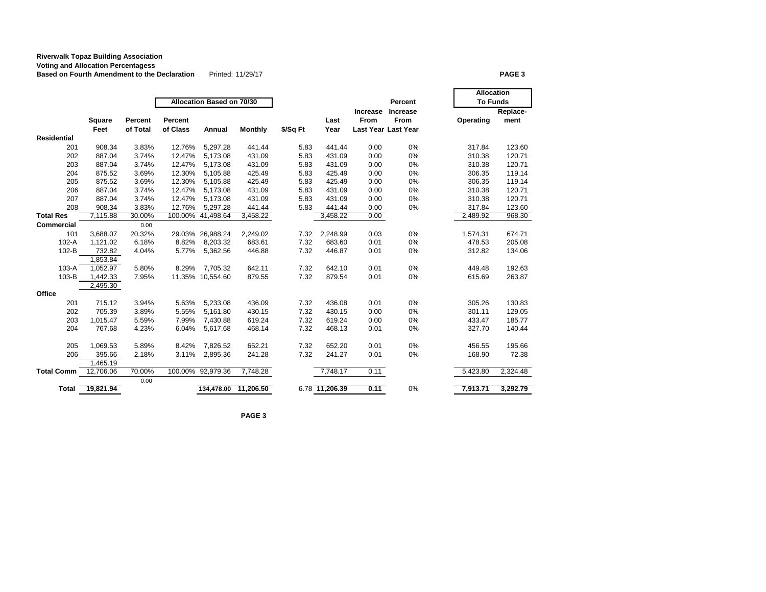**Riverwalk Topaz Building Association**
**Voting and Allocation Percentagess**
**Based on Fourth Amendment to the Declaration** Printed: 11/29/17

| | Square Feet | Percent of Total | Allocation Based on 70/30 Percent of Class | Annual | Monthly | $/Sq Ft | Last Year | Increase From Last Year | Percent Increase From Last Year | Allocation To Funds Operating | Replace-ment |
|---|---|---|---|---|---|---|---|---|---|---|---|
| **Residential** | | | | | | | | | | | |
| 201 | 908.34 | 3.83% | 12.76% | 5,297.28 | 441.44 | 5.83 | 441.44 | 0.00 | 0% | 317.84 | 123.60 |
| 202 | 887.04 | 3.74% | 12.47% | 5,173.08 | 431.09 | 5.83 | 431.09 | 0.00 | 0% | 310.38 | 120.71 |
| 203 | 887.04 | 3.74% | 12.47% | 5,173.08 | 431.09 | 5.83 | 431.09 | 0.00 | 0% | 310.38 | 120.71 |
| 204 | 875.52 | 3.69% | 12.30% | 5,105.88 | 425.49 | 5.83 | 425.49 | 0.00 | 0% | 306.35 | 119.14 |
| 205 | 875.52 | 3.69% | 12.30% | 5,105.88 | 425.49 | 5.83 | 425.49 | 0.00 | 0% | 306.35 | 119.14 |
| 206 | 887.04 | 3.74% | 12.47% | 5,173.08 | 431.09 | 5.83 | 431.09 | 0.00 | 0% | 310.38 | 120.71 |
| 207 | 887.04 | 3.74% | 12.47% | 5,173.08 | 431.09 | 5.83 | 431.09 | 0.00 | 0% | 310.38 | 120.71 |
| 208 | 908.34 | 3.83% | 12.76% | 5,297.28 | 441.44 | 5.83 | 441.44 | 0.00 | 0% | 317.84 | 123.60 |
| **Total Res** | 7,115.88 | 30.00% | 100.00% | 41,498.64 | 3,458.22 | | 3,458.22 | 0.00 | | 2,489.92 | 968.30 |
| **Commercial** | | 0.00 | | | | | | | | | |
| 101 | 3,688.07 | 20.32% | 29.03% | 26,988.24 | 2,249.02 | 7.32 | 2,248.99 | 0.03 | 0% | 1,574.31 | 674.71 |
| 102-A | 1,121.02 | 6.18% | 8.82% | 8,203.32 | 683.61 | 7.32 | 683.60 | 0.01 | 0% | 478.53 | 205.08 |
| 102-B | 732.82 | 4.04% | 5.77% | 5,362.56 | 446.88 | 7.32 | 446.87 | 0.01 | 0% | 312.82 | 134.06 |
| | 1,853.84 | | | | | | | | | | |
| 103-A | 1,052.97 | 5.80% | 8.29% | 7,705.32 | 642.11 | 7.32 | 642.10 | 0.01 | 0% | 449.48 | 192.63 |
| 103-B | 1,442.33 | 7.95% | 11.35% | 10,554.60 | 879.55 | 7.32 | 879.54 | 0.01 | 0% | 615.69 | 263.87 |
| | 2,495.30 | | | | | | | | | | |
| **Office** | | | | | | | | | | | |
| 201 | 715.12 | 3.94% | 5.63% | 5,233.08 | 436.09 | 7.32 | 436.08 | 0.01 | 0% | 305.26 | 130.83 |
| 202 | 705.39 | 3.89% | 5.55% | 5,161.80 | 430.15 | 7.32 | 430.15 | 0.00 | 0% | 301.11 | 129.05 |
| 203 | 1,015.47 | 5.59% | 7.99% | 7,430.88 | 619.24 | 7.32 | 619.24 | 0.00 | 0% | 433.47 | 185.77 |
| 204 | 767.68 | 4.23% | 6.04% | 5,617.68 | 468.14 | 7.32 | 468.13 | 0.01 | 0% | 327.70 | 140.44 |
| 205 | 1,069.53 | 5.89% | 8.42% | 7,826.52 | 652.21 | 7.32 | 652.20 | 0.01 | 0% | 456.55 | 195.66 |
| 206 | 395.66 | 2.18% | 3.11% | 2,895.36 | 241.28 | 7.32 | 241.27 | 0.01 | 0% | 168.90 | 72.38 |
| | 1,465.19 | | | | | | | | | | |
| **Total Comm** | 12,706.06 | 70.00% | 100.00% | 92,979.36 | 7,748.28 | | 7,748.17 | 0.11 | | 5,423.80 | 2,324.48 |
| | | 0.00 | | | | | | | | | |
| **Total** | **19,821.94** | | | **134,478.00** | **11,206.50** | 6.78 | **11,206.39** | **0.11** | 0% | **7,913.71** | **3,292.79** |